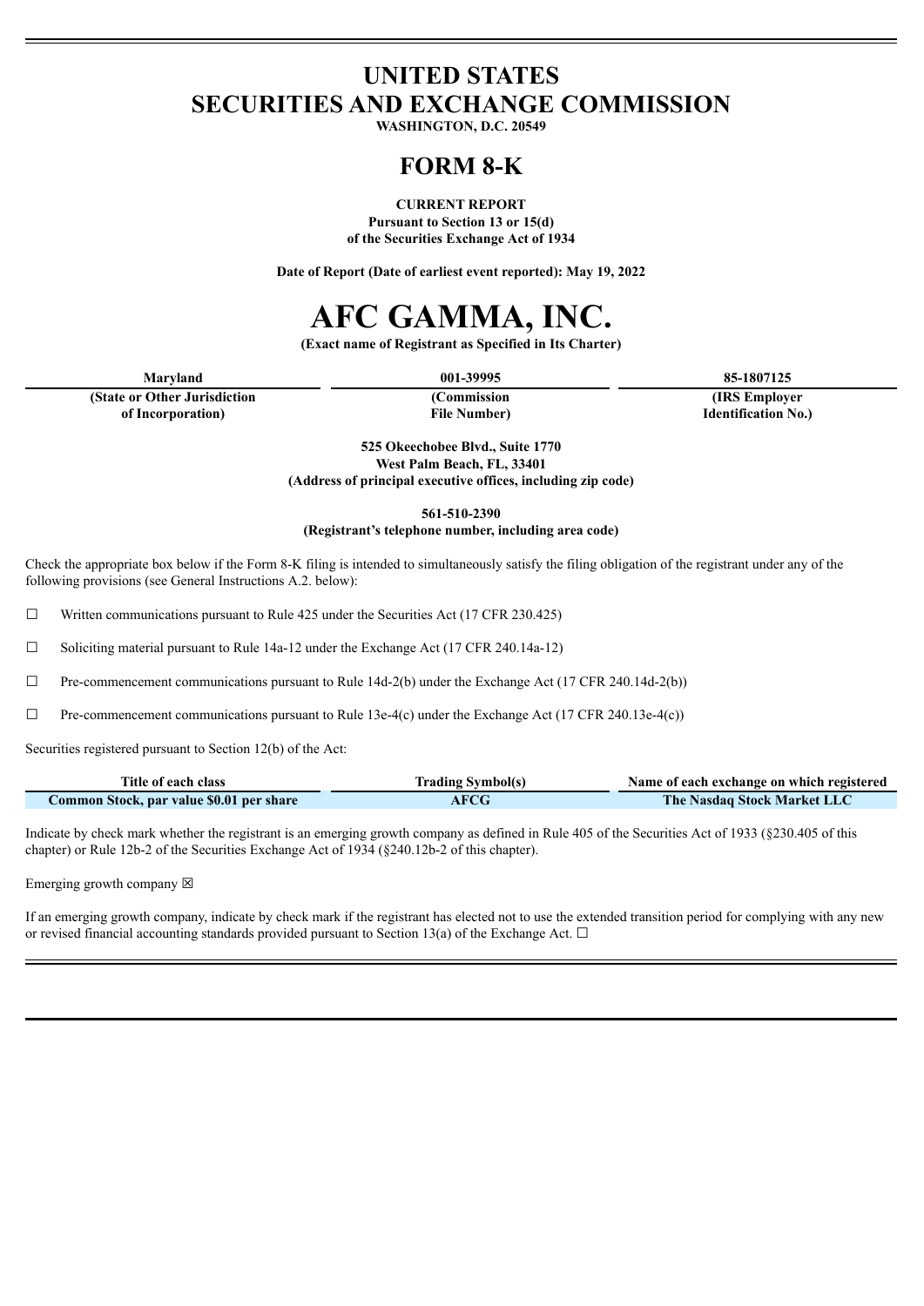# UNITED STATES
# SECURITIES AND EXCHANGE COMMISSION

**WASHINGTON, D.C. 20549**

# FORM 8-K

**CURRENT REPORT**
**Pursuant to Section 13 or 15(d)**
**of the Securities Exchange Act of 1934**

**Date of Report (Date of earliest event reported): May 19, 2022**

# AFC GAMMA, INC.

**(Exact name of Registrant as Specified in Its Charter)**

| Maryland | 001-39995 | 85-1807125 |
|---|---|---|
| (State or Other Jurisdiction of Incorporation) | (Commission File Number) | (IRS Employer Identification No.) |

**525 Okeechobee Blvd., Suite 1770**
**West Palm Beach, FL, 33401**
**(Address of principal executive offices, including zip code)**

**561-510-2390**
**(Registrant's telephone number, including area code)**

Check the appropriate box below if the Form 8-K filing is intended to simultaneously satisfy the filing obligation of the registrant under any of the following provisions (see General Instructions A.2. below):

☐ Written communications pursuant to Rule 425 under the Securities Act (17 CFR 230.425)

☐ Soliciting material pursuant to Rule 14a-12 under the Exchange Act (17 CFR 240.14a-12)

☐ Pre-commencement communications pursuant to Rule 14d-2(b) under the Exchange Act (17 CFR 240.14d-2(b))

☐ Pre-commencement communications pursuant to Rule 13e-4(c) under the Exchange Act (17 CFR 240.13e-4(c))

Securities registered pursuant to Section 12(b) of the Act:

| Title of each class | Trading Symbol(s) | Name of each exchange on which registered |
|---|---|---|
| Common Stock, par value $0.01 per share | AFCG | The Nasdaq Stock Market LLC |

Indicate by check mark whether the registrant is an emerging growth company as defined in Rule 405 of the Securities Act of 1933 (§230.405 of this chapter) or Rule 12b-2 of the Securities Exchange Act of 1934 (§240.12b-2 of this chapter).

Emerging growth company ☒

If an emerging growth company, indicate by check mark if the registrant has elected not to use the extended transition period for complying with any new or revised financial accounting standards provided pursuant to Section 13(a) of the Exchange Act. ☐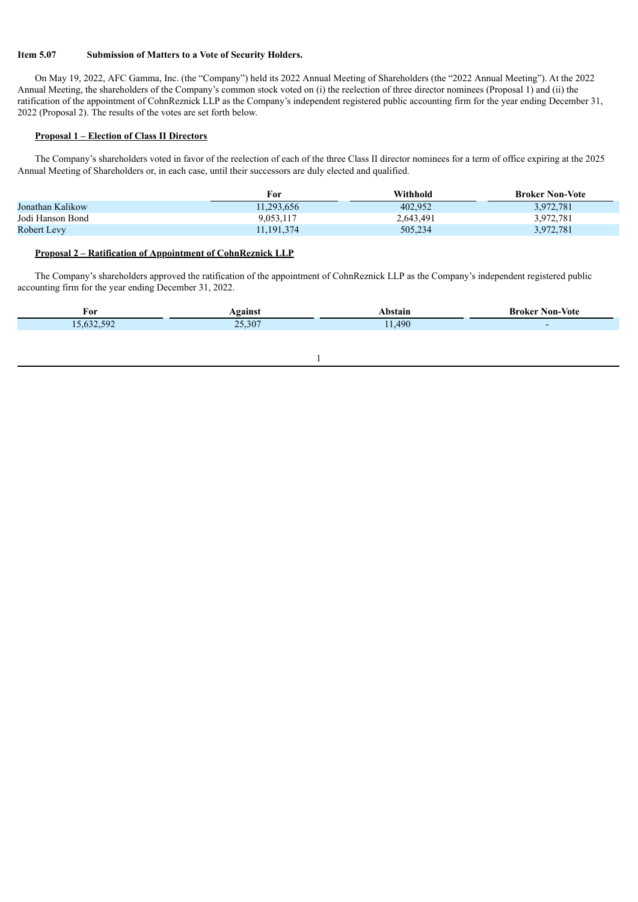**Item 5.07 Submission of Matters to a Vote of Security Holders.**

On May 19, 2022, AFC Gamma, Inc. (the "Company") held its 2022 Annual Meeting of Shareholders (the "2022 Annual Meeting"). At the 2022 Annual Meeting, the shareholders of the Company's common stock voted on (i) the reelection of three director nominees (Proposal 1) and (ii) the ratification of the appointment of CohnReznick LLP as the Company's independent registered public accounting firm for the year ending December 31, 2022 (Proposal 2). The results of the votes are set forth below.

**Proposal 1 – Election of Class II Directors**

The Company's shareholders voted in favor of the reelection of each of the three Class II director nominees for a term of office expiring at the 2025 Annual Meeting of Shareholders or, in each case, until their successors are duly elected and qualified.

| | For | Withhold | Broker Non-Vote |
|---|---|---|---|
| Jonathan Kalikow | 11,293,656 | 402,952 | 3,972,781 |
| Jodi Hanson Bond | 9,053,117 | 2,643,491 | 3,972,781 |
| Robert Levy | 11,191,374 | 505,234 | 3,972,781 |

**Proposal 2 – Ratification of Appointment of CohnReznick LLP**

The Company's shareholders approved the ratification of the appointment of CohnReznick LLP as the Company's independent registered public accounting firm for the year ending December 31, 2022.

| For | Against | Abstain | Broker Non-Vote |
|---|---|---|---|
| 15,632,592 | 25,307 | 11,490 | - |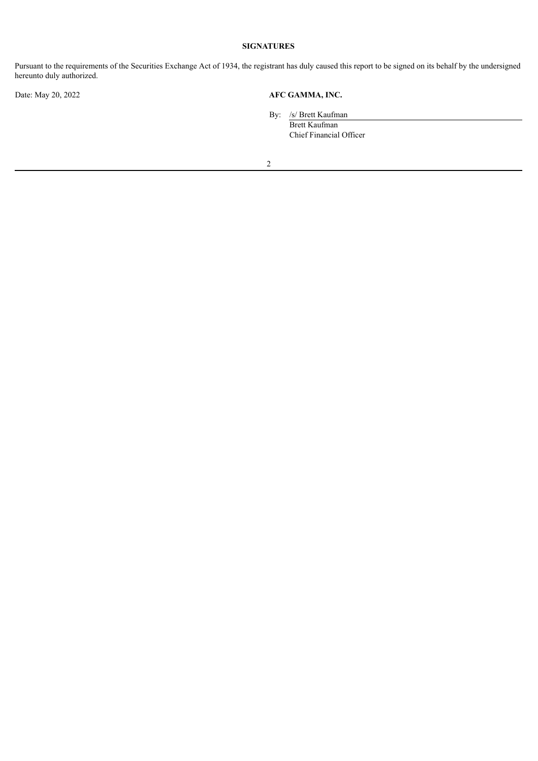**SIGNATURES**

Pursuant to the requirements of the Securities Exchange Act of 1934, the registrant has duly caused this report to be signed on its behalf by the undersigned hereunto duly authorized.

Date: May 20, 2022

**AFC GAMMA, INC.**

By: /s/ Brett Kaufman
Brett Kaufman
Chief Financial Officer